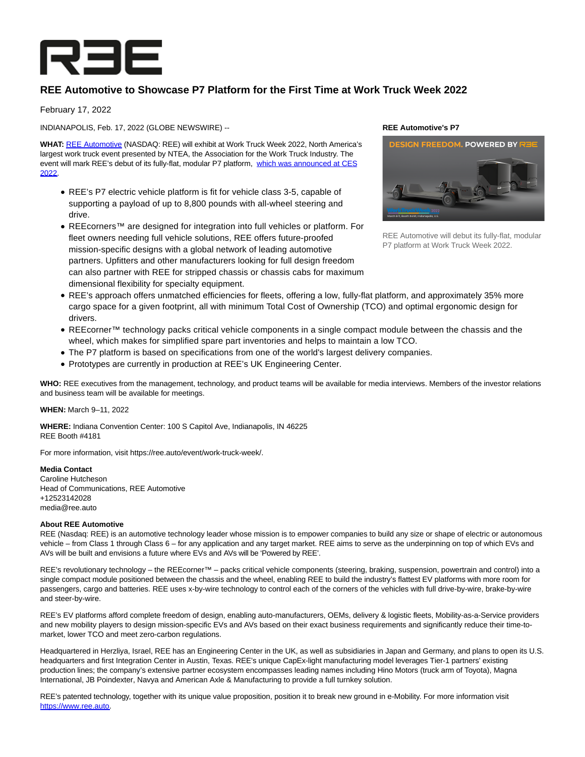# REE Automotive to Showcase P7 Platform for the First Time at Work Truck Week 2022

February 17, 2022

INDIANAPOLIS, Feb. 17, 2022 (GLOBE NEWSWIRE) --

**REE Automotive's P7**

REE Automotive will debut its fully-flat, modular P7 platform at Work Truck Week 2022.

**WHAT:** REE Automotive (NASDAQ: REE) will exhibit at Work Truck Week 2022, North America's largest work truck event presented by NTEA, the Association for the Work Truck Industry. The event will mark REE's debut of its fully-flat, modular P7 platform, which was announced at CES 2022.

- REE's P7 electric vehicle platform is fit for vehicle class 3-5, capable of supporting a payload of up to 8,800 pounds with all-wheel steering and drive.
- REEcorners™ are designed for integration into full vehicles or platform. For fleet owners needing full vehicle solutions, REE offers future-proofed mission-specific designs with a global network of leading automotive partners. Upfitters and other manufacturers looking for full design freedom can also partner with REE for stripped chassis or chassis cabs for maximum dimensional flexibility for specialty equipment.
- REE's approach offers unmatched efficiencies for fleets, offering a low, fully-flat platform, and approximately 35% more cargo space for a given footprint, all with minimum Total Cost of Ownership (TCO) and optimal ergonomic design for drivers.
- REEcorner™ technology packs critical vehicle components in a single compact module between the chassis and the wheel, which makes for simplified spare part inventories and helps to maintain a low TCO.
- The P7 platform is based on specifications from one of the world's largest delivery companies.
- Prototypes are currently in production at REE's UK Engineering Center.

**WHO:** REE executives from the management, technology, and product teams will be available for media interviews. Members of the investor relations and business team will be available for meetings.

**WHEN:** March 9–11, 2022

**WHERE:** Indiana Convention Center: 100 S Capitol Ave, Indianapolis, IN 46225
REE Booth #4181

For more information, visit https://ree.auto/event/work-truck-week/.

**Media Contact**
Caroline Hutcheson
Head of Communications, REE Automotive
+12523142028
media@ree.auto

**About REE Automotive**
REE (Nasdaq: REE) is an automotive technology leader whose mission is to empower companies to build any size or shape of electric or autonomous vehicle – from Class 1 through Class 6 – for any application and any target market. REE aims to serve as the underpinning on top of which EVs and AVs will be built and envisions a future where EVs and AVs will be 'Powered by REE'.

REE's revolutionary technology – the REEcorner™ – packs critical vehicle components (steering, braking, suspension, powertrain and control) into a single compact module positioned between the chassis and the wheel, enabling REE to build the industry's flattest EV platforms with more room for passengers, cargo and batteries. REE uses x-by-wire technology to control each of the corners of the vehicles with full drive-by-wire, brake-by-wire and steer-by-wire.

REE's EV platforms afford complete freedom of design, enabling auto-manufacturers, OEMs, delivery & logistic fleets, Mobility-as-a-Service providers and new mobility players to design mission-specific EVs and AVs based on their exact business requirements and significantly reduce their time-to-market, lower TCO and meet zero-carbon regulations.

Headquartered in Herzliya, Israel, REE has an Engineering Center in the UK, as well as subsidiaries in Japan and Germany, and plans to open its U.S. headquarters and first Integration Center in Austin, Texas. REE's unique CapEx-light manufacturing model leverages Tier-1 partners' existing production lines; the company's extensive partner ecosystem encompasses leading names including Hino Motors (truck arm of Toyota), Magna International, JB Poindexter, Navya and American Axle & Manufacturing to provide a full turnkey solution.

REE's patented technology, together with its unique value proposition, position it to break new ground in e-Mobility. For more information visit https://www.ree.auto.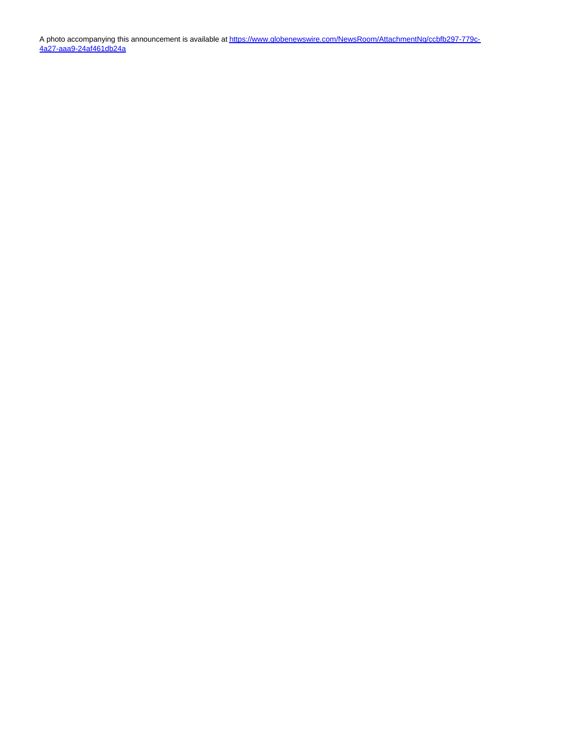A photo accompanying this announcement is available at [https://www.globenewswire.com/NewsRoom/AttachmentNg/ccbfb297-779c-4a27-aaa9-24af461db24a](https://www.globenewswire.com/NewsRoom/AttachmentNg/ccbfb297-779c-4a27-aaa9-24af461db24a)